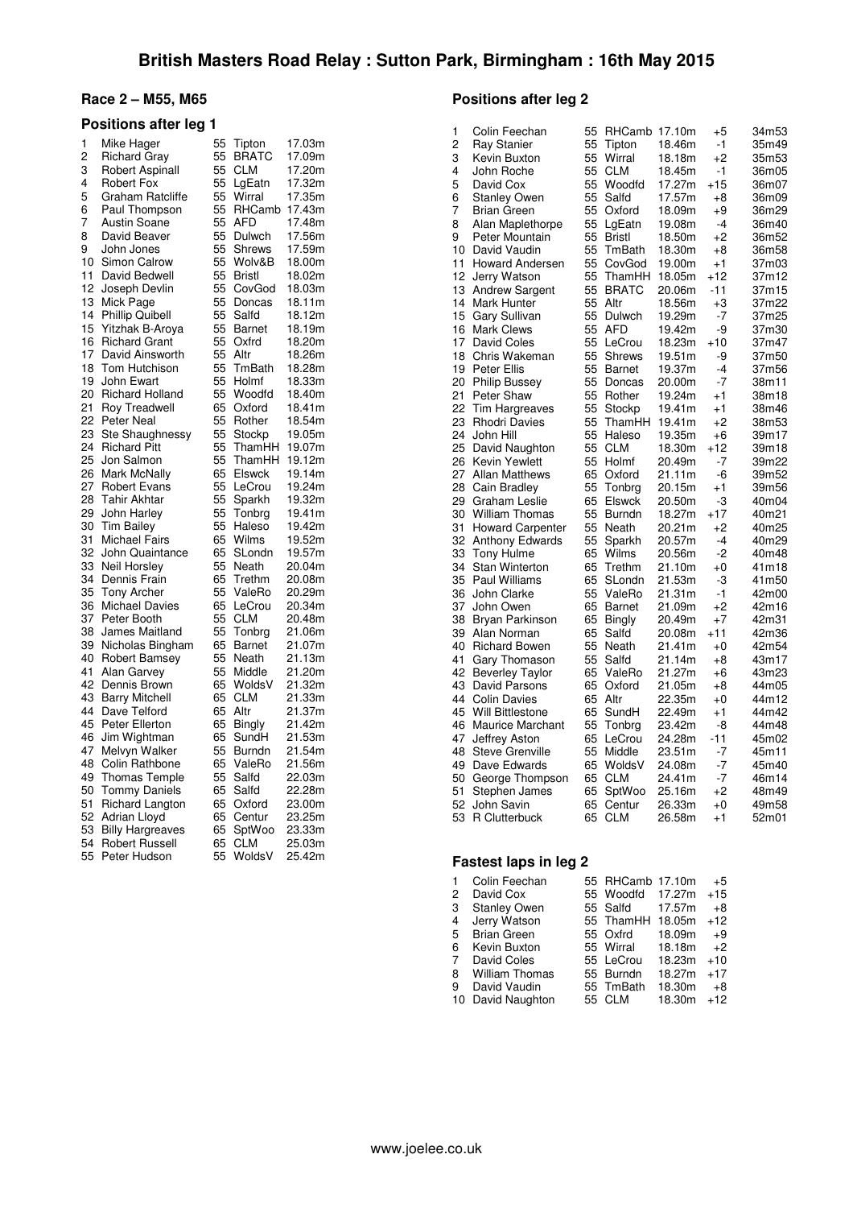# British Masters Road Relay : Sutton Park, Birmingham : 16th May 2015

## Race 2 – M55, M65

### Positions after leg 1

| | | | | |
|---|---|---|---|---|
| 1 | Mike Hager | 55 | Tipton | 17.03m |
| 2 | Richard Gray | 55 | BRATC | 17.09m |
| 3 | Robert Aspinall | 55 | CLM | 17.20m |
| 4 | Robert Fox | 55 | LgEatn | 17.32m |
| 5 | Graham Ratcliffe | 55 | Wirral | 17.35m |
| 6 | Paul Thompson | 55 | RHCamb | 17.43m |
| 7 | Austin Soane | 55 | AFD | 17.48m |
| 8 | David Beaver | 55 | Dulwch | 17.56m |
| 9 | John Jones | 55 | Shrews | 17.59m |
| 10 | Simon Calrow | 55 | Wolv&B | 18.00m |
| 11 | David Bedwell | 55 | Bristl | 18.02m |
| 12 | Joseph Devlin | 55 | CovGod | 18.03m |
| 13 | Mick Page | 55 | Doncas | 18.11m |
| 14 | Phillip Quibell | 55 | Salfd | 18.12m |
| 15 | Yitzhak B-Aroya | 55 | Barnet | 18.19m |
| 16 | Richard Grant | 55 | Oxfrd | 18.20m |
| 17 | David Ainsworth | 55 | Altr | 18.26m |
| 18 | Tom Hutchison | 55 | TmBath | 18.28m |
| 19 | John Ewart | 55 | Holmf | 18.33m |
| 20 | Richard Holland | 55 | Woodfd | 18.40m |
| 21 | Roy Treadwell | 65 | Oxford | 18.41m |
| 22 | Peter Neal | 55 | Rother | 18.54m |
| 23 | Ste Shaughnessy | 55 | Stockp | 19.05m |
| 24 | Richard Pitt | 55 | ThamHH | 19.07m |
| 25 | Jon Salmon | 55 | ThamHH | 19.12m |
| 26 | Mark McNally | 65 | Elswck | 19.14m |
| 27 | Robert Evans | 55 | LeCrou | 19.24m |
| 28 | Tahir Akhtar | 55 | Sparkh | 19.32m |
| 29 | John Harley | 55 | Tonbrg | 19.41m |
| 30 | Tim Bailey | 55 | Haleso | 19.42m |
| 31 | Michael Fairs | 65 | Wilms | 19.52m |
| 32 | John Quaintance | 65 | SLondn | 19.57m |
| 33 | Neil Horsley | 55 | Neath | 20.04m |
| 34 | Dennis Frain | 65 | Trethm | 20.08m |
| 35 | Tony Archer | 55 | ValeRo | 20.29m |
| 36 | Michael Davies | 65 | LeCrou | 20.34m |
| 37 | Peter Booth | 55 | CLM | 20.48m |
| 38 | James Maitland | 55 | Tonbrg | 21.06m |
| 39 | Nicholas Bingham | 65 | Barnet | 21.07m |
| 40 | Robert Bamsey | 55 | Neath | 21.13m |
| 41 | Alan Garvey | 55 | Middle | 21.20m |
| 42 | Dennis Brown | 65 | WoldsV | 21.32m |
| 43 | Barry Mitchell | 65 | CLM | 21.33m |
| 44 | Dave Telford | 65 | Altr | 21.37m |
| 45 | Peter Ellerton | 65 | Bingly | 21.42m |
| 46 | Jim Wightman | 65 | SundH | 21.53m |
| 47 | Melvyn Walker | 55 | Burndn | 21.54m |
| 48 | Colin Rathbone | 65 | ValeRo | 21.56m |
| 49 | Thomas Temple | 55 | Salfd | 22.03m |
| 50 | Tommy Daniels | 65 | Salfd | 22.28m |
| 51 | Richard Langton | 65 | Oxford | 23.00m |
| 52 | Adrian Lloyd | 65 | Centur | 23.25m |
| 53 | Billy Hargreaves | 65 | SptWoo | 23.33m |
| 54 | Robert Russell | 65 | CLM | 25.03m |
| 55 | Peter Hudson | 55 | WoldsV | 25.42m |

### Positions after leg 2

| | | | | | | |
|---|---|---|---|---|---|---|
| 1 | Colin Feechan | 55 | RHCamb | 17.10m | +5 | 34m53 |
| 2 | Ray Stanier | 55 | Tipton | 18.46m | -1 | 35m49 |
| 3 | Kevin Buxton | 55 | Wirral | 18.18m | +2 | 35m53 |
| 4 | John Roche | 55 | CLM | 18.45m | -1 | 36m05 |
| 5 | David Cox | 55 | Woodfd | 17.27m | +15 | 36m07 |
| 6 | Stanley Owen | 55 | Salfd | 17.57m | +8 | 36m09 |
| 7 | Brian Green | 55 | Oxford | 18.09m | +9 | 36m29 |
| 8 | Alan Maplethorpe | 55 | LgEatn | 19.08m | -4 | 36m40 |
| 9 | Peter Mountain | 55 | Bristl | 18.50m | +2 | 36m52 |
| 10 | David Vaudin | 55 | TmBath | 18.30m | +8 | 36m58 |
| 11 | Howard Andersen | 55 | CovGod | 19.00m | +1 | 37m03 |
| 12 | Jerry Watson | 55 | ThamHH | 18.05m | +12 | 37m12 |
| 13 | Andrew Sargent | 55 | BRATC | 20.06m | -11 | 37m15 |
| 14 | Mark Hunter | 55 | Altr | 18.56m | +3 | 37m22 |
| 15 | Gary Sullivan | 55 | Dulwch | 19.29m | -7 | 37m25 |
| 16 | Mark Clews | 55 | AFD | 19.42m | -9 | 37m30 |
| 17 | David Coles | 55 | LeCrou | 18.23m | +10 | 37m47 |
| 18 | Chris Wakeman | 55 | Shrews | 19.51m | -9 | 37m50 |
| 19 | Peter Ellis | 55 | Barnet | 19.37m | -4 | 37m56 |
| 20 | Philip Bussey | 55 | Doncas | 20.00m | -7 | 38m11 |
| 21 | Peter Shaw | 55 | Rother | 19.24m | +1 | 38m18 |
| 22 | Tim Hargreaves | 55 | Stockp | 19.41m | +1 | 38m46 |
| 23 | Rhodri Davies | 55 | ThamHH | 19.41m | +2 | 38m53 |
| 24 | John Hill | 55 | Haleso | 19.35m | +6 | 39m17 |
| 25 | David Naughton | 55 | CLM | 18.30m | +12 | 39m18 |
| 26 | Kevin Yewlett | 55 | Holmf | 20.49m | -7 | 39m22 |
| 27 | Allan Matthews | 65 | Oxford | 21.11m | -6 | 39m52 |
| 28 | Cain Bradley | 55 | Tonbrg | 20.15m | +1 | 39m56 |
| 29 | Graham Leslie | 65 | Elswck | 20.50m | -3 | 40m04 |
| 30 | William Thomas | 55 | Burndn | 18.27m | +17 | 40m21 |
| 31 | Howard Carpenter | 55 | Neath | 20.21m | +2 | 40m25 |
| 32 | Anthony Edwards | 55 | Sparkh | 20.57m | -4 | 40m29 |
| 33 | Tony Hulme | 65 | Wilms | 20.56m | -2 | 40m48 |
| 34 | Stan Winterton | 65 | Trethm | 21.10m | +0 | 41m18 |
| 35 | Paul Williams | 65 | SLondn | 21.53m | -3 | 41m50 |
| 36 | John Clarke | 55 | ValeRo | 21.31m | -1 | 42m00 |
| 37 | John Owen | 65 | Barnet | 21.09m | +2 | 42m16 |
| 38 | Bryan Parkinson | 65 | Bingly | 20.49m | +7 | 42m31 |
| 39 | Alan Norman | 65 | Salfd | 20.08m | +11 | 42m36 |
| 40 | Richard Bowen | 55 | Neath | 21.41m | +0 | 42m54 |
| 41 | Gary Thomason | 55 | Salfd | 21.14m | +8 | 43m17 |
| 42 | Beverley Taylor | 65 | ValeRo | 21.27m | +6 | 43m23 |
| 43 | David Parsons | 65 | Oxford | 21.05m | +8 | 44m05 |
| 44 | Colin Davies | 65 | Altr | 22.35m | +0 | 44m12 |
| 45 | Will Bittlestone | 65 | SundH | 22.49m | +1 | 44m42 |
| 46 | Maurice Marchant | 55 | Tonbrg | 23.42m | -8 | 44m48 |
| 47 | Jeffrey Aston | 65 | LeCrou | 24.28m | -11 | 45m02 |
| 48 | Steve Grenville | 55 | Middle | 23.51m | -7 | 45m11 |
| 49 | Dave Edwards | 65 | WoldsV | 24.08m | -7 | 45m40 |
| 50 | George Thompson | 65 | CLM | 24.41m | -7 | 46m14 |
| 51 | Stephen James | 65 | SptWoo | 25.16m | +2 | 48m49 |
| 52 | John Savin | 65 | Centur | 26.33m | +0 | 49m58 |
| 53 | R Clutterbuck | 65 | CLM | 26.58m | +1 | 52m01 |

### Fastest laps in leg 2

| | | | | | |
|---|---|---|---|---|---|
| 1 | Colin Feechan | 55 | RHCamb | 17.10m | +5 |
| 2 | David Cox | 55 | Woodfd | 17.27m | +15 |
| 3 | Stanley Owen | 55 | Salfd | 17.57m | +8 |
| 4 | Jerry Watson | 55 | ThamHH | 18.05m | +12 |
| 5 | Brian Green | 55 | Oxfrd | 18.09m | +9 |
| 6 | Kevin Buxton | 55 | Wirral | 18.18m | +2 |
| 7 | David Coles | 55 | LeCrou | 18.23m | +10 |
| 8 | William Thomas | 55 | Burndn | 18.27m | +17 |
| 9 | David Vaudin | 55 | TmBath | 18.30m | +8 |
| 10 | David Naughton | 55 | CLM | 18.30m | +12 |

www.joelee.co.uk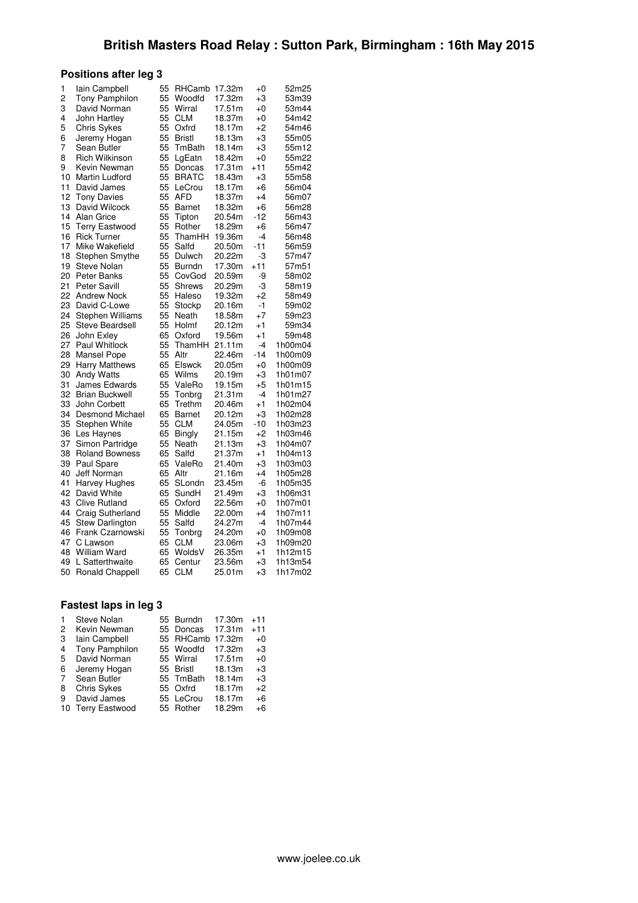# British Masters Road Relay : Sutton Park, Birmingham : 16th May 2015

## Positions after leg 3

| | | | | | | |
|---|---|---|---|---|---|---|
| 1 | Iain Campbell | 55 | RHCamb | 17.32m | +0 | 52m25 |
| 2 | Tony Pamphilon | 55 | Woodfd | 17.32m | +3 | 53m39 |
| 3 | David Norman | 55 | Wirral | 17.51m | +0 | 53m44 |
| 4 | John Hartley | 55 | CLM | 18.37m | +0 | 54m42 |
| 5 | Chris Sykes | 55 | Oxfrd | 18.17m | +2 | 54m46 |
| 6 | Jeremy Hogan | 55 | Bristl | 18.13m | +3 | 55m05 |
| 7 | Sean Butler | 55 | TmBath | 18.14m | +3 | 55m12 |
| 8 | Rich Wilkinson | 55 | LgEatn | 18.42m | +0 | 55m22 |
| 9 | Kevin Newman | 55 | Doncas | 17.31m | +11 | 55m42 |
| 10 | Martin Ludford | 55 | BRATC | 18.43m | +3 | 55m58 |
| 11 | David James | 55 | LeCrou | 18.17m | +6 | 56m04 |
| 12 | Tony Davies | 55 | AFD | 18.37m | +4 | 56m07 |
| 13 | David Wilcock | 55 | Barnet | 18.32m | +6 | 56m28 |
| 14 | Alan Grice | 55 | Tipton | 20.54m | -12 | 56m43 |
| 15 | Terry Eastwood | 55 | Rother | 18.29m | +6 | 56m47 |
| 16 | Rick Turner | 55 | ThamHH | 19.36m | -4 | 56m48 |
| 17 | Mike Wakefield | 55 | Salfd | 20.50m | -11 | 56m59 |
| 18 | Stephen Smythe | 55 | Dulwch | 20.22m | -3 | 57m47 |
| 19 | Steve Nolan | 55 | Burndn | 17.30m | +11 | 57m51 |
| 20 | Peter Banks | 55 | CovGod | 20.59m | -9 | 58m02 |
| 21 | Peter Savill | 55 | Shrews | 20.29m | -3 | 58m19 |
| 22 | Andrew Nock | 55 | Haleso | 19.32m | +2 | 58m49 |
| 23 | David C-Lowe | 55 | Stockp | 20.16m | -1 | 59m02 |
| 24 | Stephen Williams | 55 | Neath | 18.58m | +7 | 59m23 |
| 25 | Steve Beardsell | 55 | Holmf | 20.12m | +1 | 59m34 |
| 26 | John Exley | 65 | Oxford | 19.56m | +1 | 59m48 |
| 27 | Paul Whitlock | 55 | ThamHH | 21.11m | -4 | 1h00m04 |
| 28 | Mansel Pope | 55 | Altr | 22.46m | -14 | 1h00m09 |
| 29 | Harry Matthews | 65 | Elswck | 20.05m | +0 | 1h00m09 |
| 30 | Andy Watts | 65 | Wilms | 20.19m | +3 | 1h01m07 |
| 31 | James Edwards | 55 | ValeRo | 19.15m | +5 | 1h01m15 |
| 32 | Brian Buckwell | 55 | Tonbrg | 21.31m | -4 | 1h01m27 |
| 33 | John Corbett | 65 | Trethm | 20.46m | +1 | 1h02m04 |
| 34 | Desmond Michael | 65 | Barnet | 20.12m | +3 | 1h02m28 |
| 35 | Stephen White | 55 | CLM | 24.05m | -10 | 1h03m23 |
| 36 | Les Haynes | 65 | Bingly | 21.15m | +2 | 1h03m46 |
| 37 | Simon Partridge | 55 | Neath | 21.13m | +3 | 1h04m07 |
| 38 | Roland Bowness | 65 | Salfd | 21.37m | +1 | 1h04m13 |
| 39 | Paul Spare | 65 | ValeRo | 21.40m | +3 | 1h03m03 |
| 40 | Jeff Norman | 65 | Altr | 21.16m | +4 | 1h05m28 |
| 41 | Harvey Hughes | 65 | SLondn | 23.45m | -6 | 1h05m35 |
| 42 | David White | 65 | SundH | 21.49m | +3 | 1h06m31 |
| 43 | Clive Rutland | 65 | Oxford | 22.56m | +0 | 1h07m01 |
| 44 | Craig Sutherland | 55 | Middle | 22.00m | +4 | 1h07m11 |
| 45 | Stew Darlington | 55 | Salfd | 24.27m | -4 | 1h07m44 |
| 46 | Frank Czarnowski | 55 | Tonbrg | 24.20m | +0 | 1h09m08 |
| 47 | C Lawson | 65 | CLM | 23.06m | +3 | 1h09m20 |
| 48 | William Ward | 65 | WoldsV | 26.35m | +1 | 1h12m15 |
| 49 | L Satterthwaite | 65 | Centur | 23.56m | +3 | 1h13m54 |
| 50 | Ronald Chappell | 65 | CLM | 25.01m | +3 | 1h17m02 |

## Fastest laps in leg 3

| | | | | | |
|---|---|---|---|---|---|
| 1 | Steve Nolan | 55 | Burndn | 17.30m | +11 |
| 2 | Kevin Newman | 55 | Doncas | 17.31m | +11 |
| 3 | Iain Campbell | 55 | RHCamb | 17.32m | +0 |
| 4 | Tony Pamphilon | 55 | Woodfd | 17.32m | +3 |
| 5 | David Norman | 55 | Wirral | 17.51m | +0 |
| 6 | Jeremy Hogan | 55 | Bristl | 18.13m | +3 |
| 7 | Sean Butler | 55 | TmBath | 18.14m | +3 |
| 8 | Chris Sykes | 55 | Oxfrd | 18.17m | +2 |
| 9 | David James | 55 | LeCrou | 18.17m | +6 |
| 10 | Terry Eastwood | 55 | Rother | 18.29m | +6 |

www.joelee.co.uk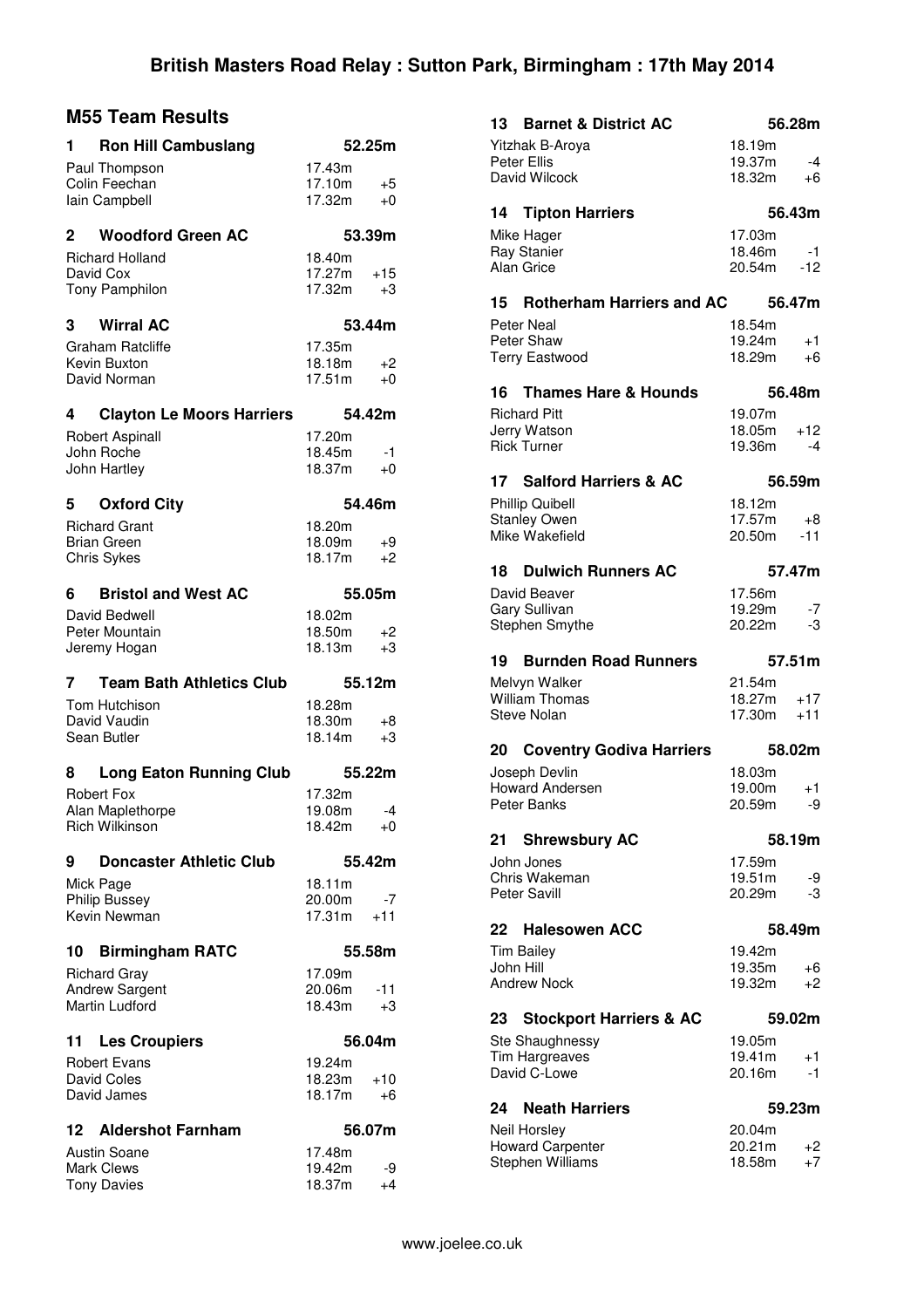# British Masters Road Relay : Sutton Park, Birmingham : 17th May 2014

## M55 Team Results

### 1 Ron Hill Cambuslang — 52.25m

| | | |
|---|---|---|
| Paul Thompson | 17.43m | |
| Colin Feechan | 17.10m | +5 |
| Iain Campbell | 17.32m | +0 |

### 2 Woodford Green AC — 53.39m

| | | |
|---|---|---|
| Richard Holland | 18.40m | |
| David Cox | 17.27m | +15 |
| Tony Pamphilon | 17.32m | +3 |

### 3 Wirral AC — 53.44m

| | | |
|---|---|---|
| Graham Ratcliffe | 17.35m | |
| Kevin Buxton | 18.18m | +2 |
| David Norman | 17.51m | +0 |

### 4 Clayton Le Moors Harriers — 54.42m

| | | |
|---|---|---|
| Robert Aspinall | 17.20m | |
| John Roche | 18.45m | -1 |
| John Hartley | 18.37m | +0 |

### 5 Oxford City — 54.46m

| | | |
|---|---|---|
| Richard Grant | 18.20m | |
| Brian Green | 18.09m | +9 |
| Chris Sykes | 18.17m | +2 |

### 6 Bristol and West AC — 55.05m

| | | |
|---|---|---|
| David Bedwell | 18.02m | |
| Peter Mountain | 18.50m | +2 |
| Jeremy Hogan | 18.13m | +3 |

### 7 Team Bath Athletics Club — 55.12m

| | | |
|---|---|---|
| Tom Hutchison | 18.28m | |
| David Vaudin | 18.30m | +8 |
| Sean Butler | 18.14m | +3 |

### 8 Long Eaton Running Club — 55.22m

| | | |
|---|---|---|
| Robert Fox | 17.32m | |
| Alan Maplethorpe | 19.08m | -4 |
| Rich Wilkinson | 18.42m | +0 |

### 9 Doncaster Athletic Club — 55.42m

| | | |
|---|---|---|
| Mick Page | 18.11m | |
| Philip Bussey | 20.00m | -7 |
| Kevin Newman | 17.31m | +11 |

### 10 Birmingham RATC — 55.58m

| | | |
|---|---|---|
| Richard Gray | 17.09m | |
| Andrew Sargent | 20.06m | -11 |
| Martin Ludford | 18.43m | +3 |

### 11 Les Croupiers — 56.04m

| | | |
|---|---|---|
| Robert Evans | 19.24m | |
| David Coles | 18.23m | +10 |
| David James | 18.17m | +6 |

### 12 Aldershot Farnham — 56.07m

| | | |
|---|---|---|
| Austin Soane | 17.48m | |
| Mark Clews | 19.42m | -9 |
| Tony Davies | 18.37m | +4 |

### 13 Barnet & District AC — 56.28m

| | | |
|---|---|---|
| Yitzhak B-Aroya | 18.19m | |
| Peter Ellis | 19.37m | -4 |
| David Wilcock | 18.32m | +6 |

### 14 Tipton Harriers — 56.43m

| | | |
|---|---|---|
| Mike Hager | 17.03m | |
| Ray Stanier | 18.46m | -1 |
| Alan Grice | 20.54m | -12 |

### 15 Rotherham Harriers and AC — 56.47m

| | | |
|---|---|---|
| Peter Neal | 18.54m | |
| Peter Shaw | 19.24m | +1 |
| Terry Eastwood | 18.29m | +6 |

### 16 Thames Hare & Hounds — 56.48m

| | | |
|---|---|---|
| Richard Pitt | 19.07m | |
| Jerry Watson | 18.05m | +12 |
| Rick Turner | 19.36m | -4 |

### 17 Salford Harriers & AC — 56.59m

| | | |
|---|---|---|
| Phillip Quibell | 18.12m | |
| Stanley Owen | 17.57m | +8 |
| Mike Wakefield | 20.50m | -11 |

### 18 Dulwich Runners AC — 57.47m

| | | |
|---|---|---|
| David Beaver | 17.56m | |
| Gary Sullivan | 19.29m | -7 |
| Stephen Smythe | 20.22m | -3 |

### 19 Burnden Road Runners — 57.51m

| | | |
|---|---|---|
| Melvyn Walker | 21.54m | |
| William Thomas | 18.27m | +17 |
| Steve Nolan | 17.30m | +11 |

### 20 Coventry Godiva Harriers — 58.02m

| | | |
|---|---|---|
| Joseph Devlin | 18.03m | |
| Howard Andersen | 19.00m | +1 |
| Peter Banks | 20.59m | -9 |

### 21 Shrewsbury AC — 58.19m

| | | |
|---|---|---|
| John Jones | 17.59m | |
| Chris Wakeman | 19.51m | -9 |
| Peter Savill | 20.29m | -3 |

### 22 Halesowen ACC — 58.49m

| | | |
|---|---|---|
| Tim Bailey | 19.42m | |
| John Hill | 19.35m | +6 |
| Andrew Nock | 19.32m | +2 |

### 23 Stockport Harriers & AC — 59.02m

| | | |
|---|---|---|
| Ste Shaughnessy | 19.05m | |
| Tim Hargreaves | 19.41m | +1 |
| David C-Lowe | 20.16m | -1 |

### 24 Neath Harriers — 59.23m

| | | |
|---|---|---|
| Neil Horsley | 20.04m | |
| Howard Carpenter | 20.21m | +2 |
| Stephen Williams | 18.58m | +7 |

www.joelee.co.uk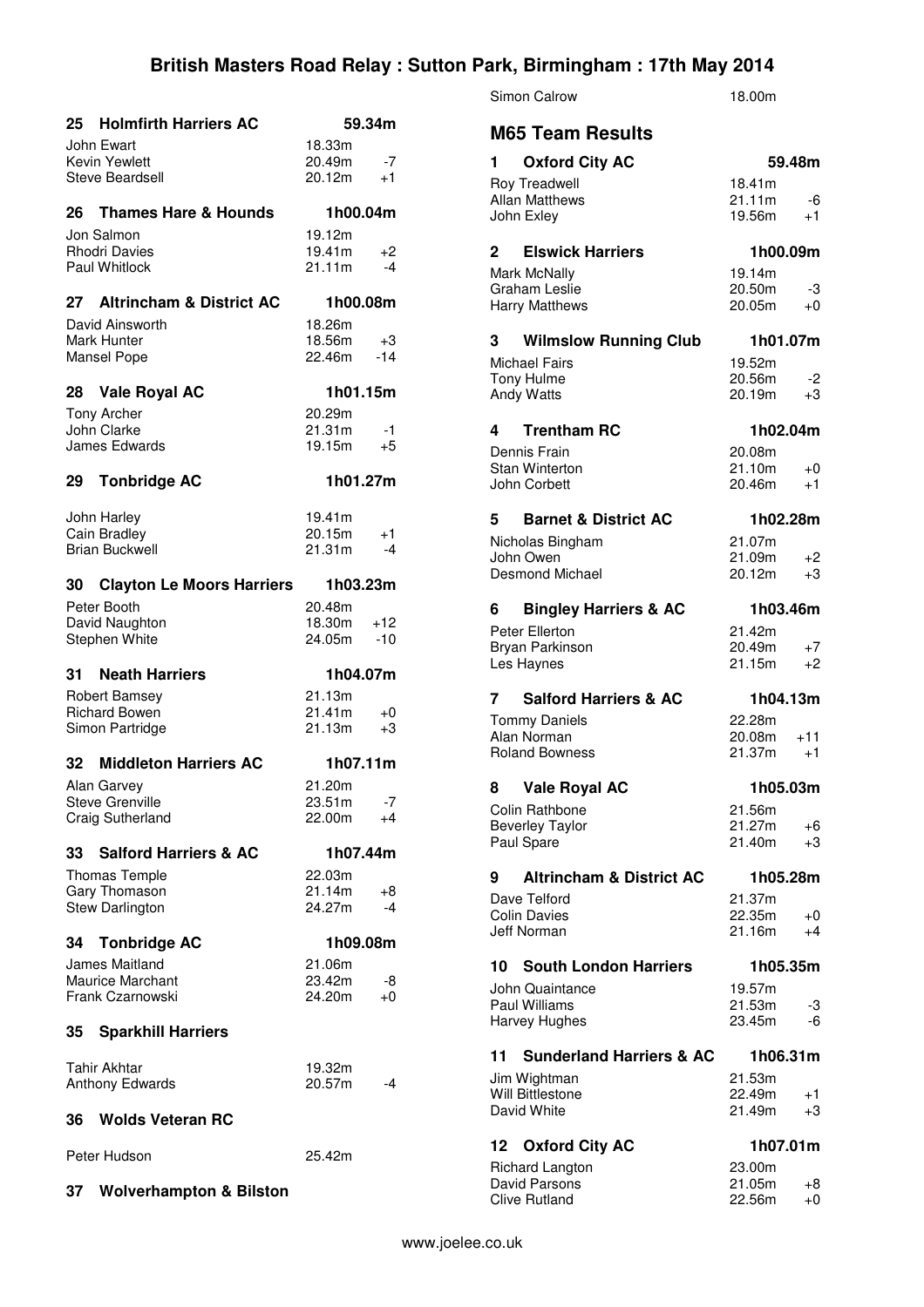# British Masters Road Relay : Sutton Park, Birmingham : 17th May 2014

### 25 Holmfirth Harriers AC — 59.34m

| | | |
|---|---|---|
| John Ewart | 18.33m | |
| Kevin Yewlett | 20.49m | -7 |
| Steve Beardsell | 20.12m | +1 |

### 26 Thames Hare & Hounds — 1h00.04m

| | | |
|---|---|---|
| Jon Salmon | 19.12m | |
| Rhodri Davies | 19.41m | +2 |
| Paul Whitlock | 21.11m | -4 |

### 27 Altrincham & District AC — 1h00.08m

| | | |
|---|---|---|
| David Ainsworth | 18.26m | |
| Mark Hunter | 18.56m | +3 |
| Mansel Pope | 22.46m | -14 |

### 28 Vale Royal AC — 1h01.15m

| | | |
|---|---|---|
| Tony Archer | 20.29m | |
| John Clarke | 21.31m | -1 |
| James Edwards | 19.15m | +5 |

### 29 Tonbridge AC — 1h01.27m

| | | |
|---|---|---|
| John Harley | 19.41m | |
| Cain Bradley | 20.15m | +1 |
| Brian Buckwell | 21.31m | -4 |

### 30 Clayton Le Moors Harriers — 1h03.23m

| | | |
|---|---|---|
| Peter Booth | 20.48m | |
| David Naughton | 18.30m | +12 |
| Stephen White | 24.05m | -10 |

### 31 Neath Harriers — 1h04.07m

| | | |
|---|---|---|
| Robert Bamsey | 21.13m | |
| Richard Bowen | 21.41m | +0 |
| Simon Partridge | 21.13m | +3 |

### 32 Middleton Harriers AC — 1h07.11m

| | | |
|---|---|---|
| Alan Garvey | 21.20m | |
| Steve Grenville | 23.51m | -7 |
| Craig Sutherland | 22.00m | +4 |

### 33 Salford Harriers & AC — 1h07.44m

| | | |
|---|---|---|
| Thomas Temple | 22.03m | |
| Gary Thomason | 21.14m | +8 |
| Stew Darlington | 24.27m | -4 |

### 34 Tonbridge AC — 1h09.08m

| | | |
|---|---|---|
| James Maitland | 21.06m | |
| Maurice Marchant | 23.42m | -8 |
| Frank Czarnowski | 24.20m | +0 |

### 35 Sparkhill Harriers

| | | |
|---|---|---|
| Tahir Akhtar | 19.32m | |
| Anthony Edwards | 20.57m | -4 |

### 36 Wolds Veteran RC

| | | |
|---|---|---|
| Peter Hudson | 25.42m | |

### 37 Wolverhampton & Bilston

| | | |
|---|---|---|
| Simon Calrow | 18.00m | |

## M65 Team Results

### 1 Oxford City AC — 59.48m

| | | |
|---|---|---|
| Roy Treadwell | 18.41m | |
| Allan Matthews | 21.11m | -6 |
| John Exley | 19.56m | +1 |

### 2 Elswick Harriers — 1h00.09m

| | | |
|---|---|---|
| Mark McNally | 19.14m | |
| Graham Leslie | 20.50m | -3 |
| Harry Matthews | 20.05m | +0 |

### 3 Wilmslow Running Club — 1h01.07m

| | | |
|---|---|---|
| Michael Fairs | 19.52m | |
| Tony Hulme | 20.56m | -2 |
| Andy Watts | 20.19m | +3 |

### 4 Trentham RC — 1h02.04m

| | | |
|---|---|---|
| Dennis Frain | 20.08m | |
| Stan Winterton | 21.10m | +0 |
| John Corbett | 20.46m | +1 |

### 5 Barnet & District AC — 1h02.28m

| | | |
|---|---|---|
| Nicholas Bingham | 21.07m | |
| John Owen | 21.09m | +2 |
| Desmond Michael | 20.12m | +3 |

### 6 Bingley Harriers & AC — 1h03.46m

| | | |
|---|---|---|
| Peter Ellerton | 21.42m | |
| Bryan Parkinson | 20.49m | +7 |
| Les Haynes | 21.15m | +2 |

### 7 Salford Harriers & AC — 1h04.13m

| | | |
|---|---|---|
| Tommy Daniels | 22.28m | |
| Alan Norman | 20.08m | +11 |
| Roland Bowness | 21.37m | +1 |

### 8 Vale Royal AC — 1h05.03m

| | | |
|---|---|---|
| Colin Rathbone | 21.56m | |
| Beverley Taylor | 21.27m | +6 |
| Paul Spare | 21.40m | +3 |

### 9 Altrincham & District AC — 1h05.28m

| | | |
|---|---|---|
| Dave Telford | 21.37m | |
| Colin Davies | 22.35m | +0 |
| Jeff Norman | 21.16m | +4 |

### 10 South London Harriers — 1h05.35m

| | | |
|---|---|---|
| John Quaintance | 19.57m | |
| Paul Williams | 21.53m | -3 |
| Harvey Hughes | 23.45m | -6 |

### 11 Sunderland Harriers & AC — 1h06.31m

| | | |
|---|---|---|
| Jim Wightman | 21.53m | |
| Will Bittlestone | 22.49m | +1 |
| David White | 21.49m | +3 |

### 12 Oxford City AC — 1h07.01m

| | | |
|---|---|---|
| Richard Langton | 23.00m | |
| David Parsons | 21.05m | +8 |
| Clive Rutland | 22.56m | +0 |

www.joelee.co.uk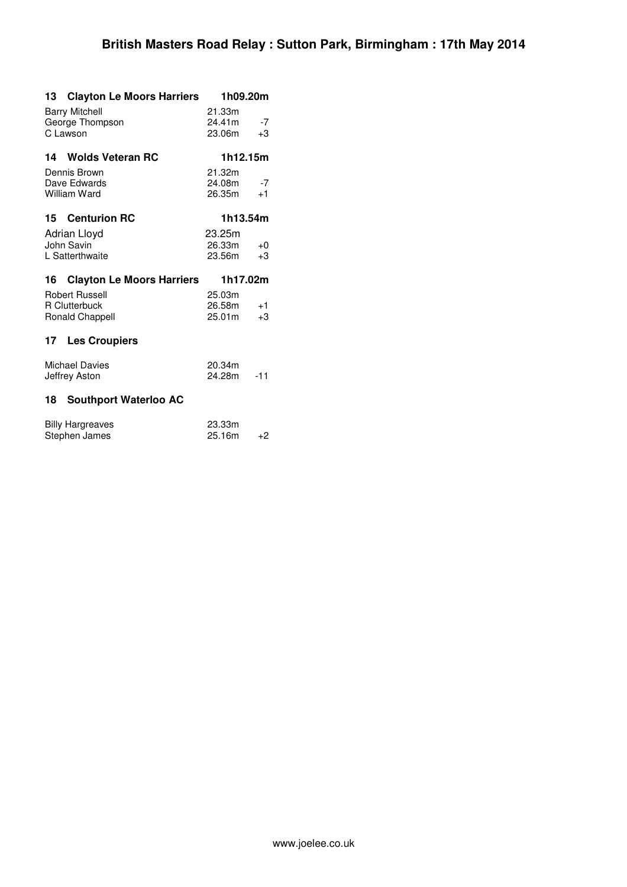# British Masters Road Relay : Sutton Park, Birmingham : 17th May 2014

### 13 Clayton Le Moors Harriers — 1h09.20m

| | | |
|---|---|---|
| Barry Mitchell | 21.33m | |
| George Thompson | 24.41m | -7 |
| C Lawson | 23.06m | +3 |

### 14 Wolds Veteran RC — 1h12.15m

| | | |
|---|---|---|
| Dennis Brown | 21.32m | |
| Dave Edwards | 24.08m | -7 |
| William Ward | 26.35m | +1 |

### 15 Centurion RC — 1h13.54m

| | | |
|---|---|---|
| Adrian Lloyd | 23.25m | |
| John Savin | 26.33m | +0 |
| L Satterthwaite | 23.56m | +3 |

### 16 Clayton Le Moors Harriers — 1h17.02m

| | | |
|---|---|---|
| Robert Russell | 25.03m | |
| R Clutterbuck | 26.58m | +1 |
| Ronald Chappell | 25.01m | +3 |

### 17 Les Croupiers

| | | |
|---|---|---|
| Michael Davies | 20.34m | |
| Jeffrey Aston | 24.28m | -11 |

### 18 Southport Waterloo AC

| | | |
|---|---|---|
| Billy Hargreaves | 23.33m | |
| Stephen James | 25.16m | +2 |

www.joelee.co.uk